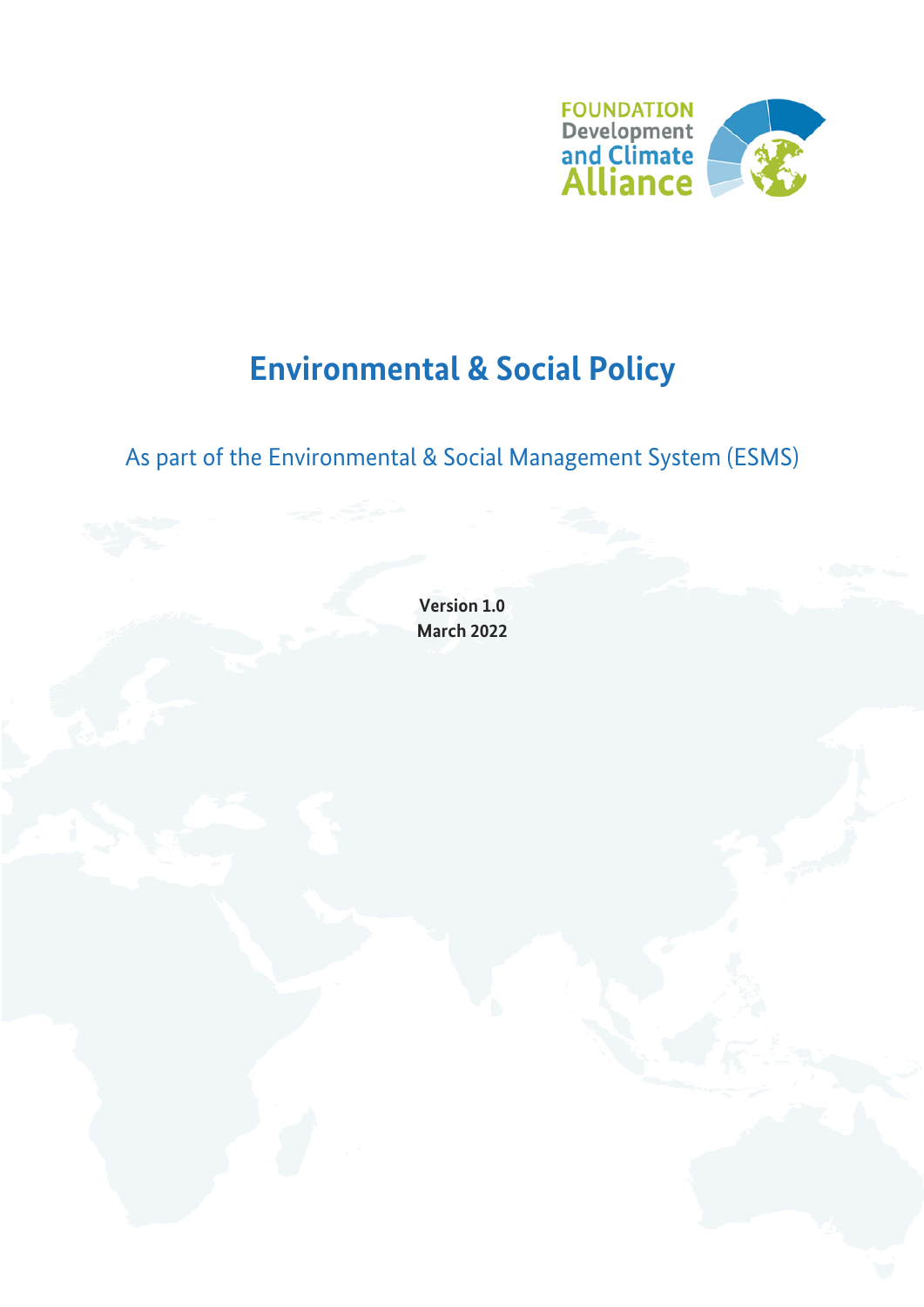FOUNDATION Development and Climate Alliance

# Environmental & Social Policy

## As part of the Environmental & Social Management System (ESMS)

**Version 1.0**
**March 2022**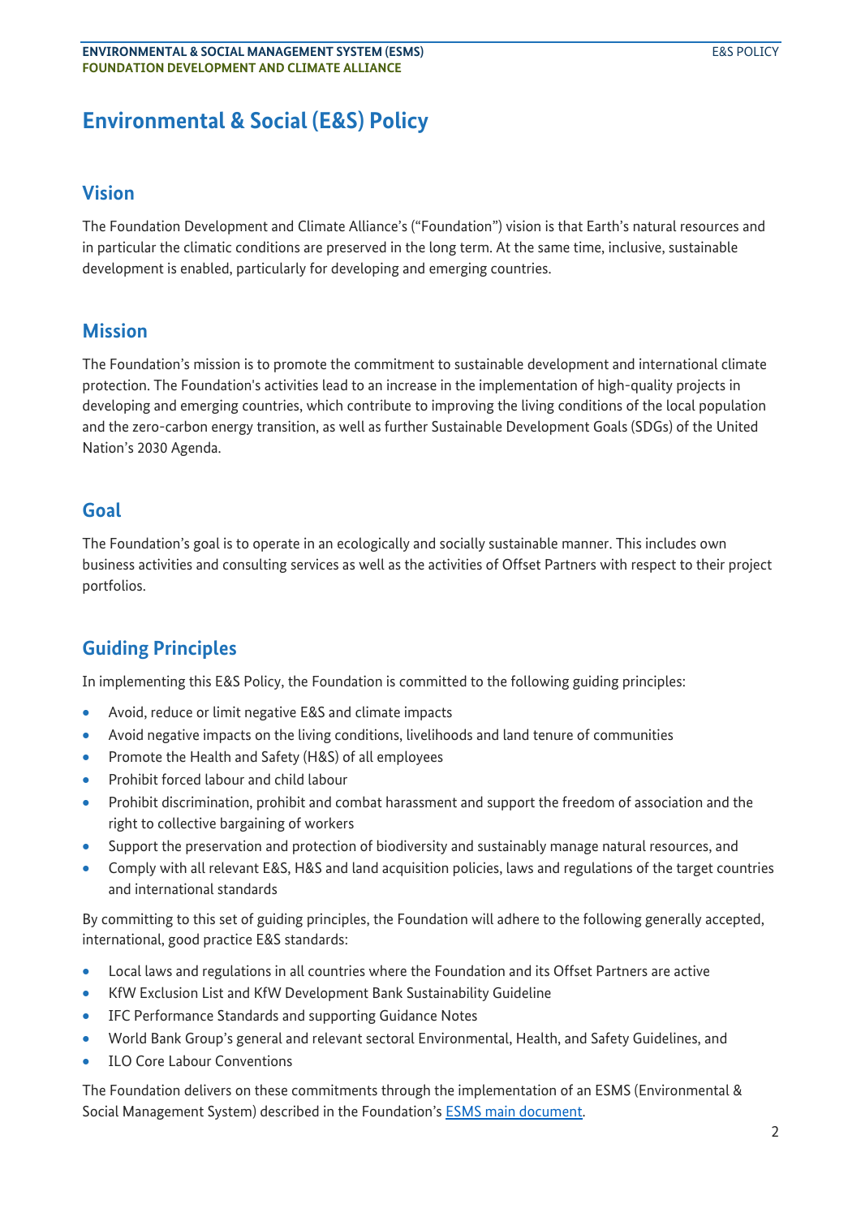# Environmental & Social (E&S) Policy

## Vision

The Foundation Development and Climate Alliance's ("Foundation") vision is that Earth's natural resources and in particular the climatic conditions are preserved in the long term. At the same time, inclusive, sustainable development is enabled, particularly for developing and emerging countries.

## Mission

The Foundation's mission is to promote the commitment to sustainable development and international climate protection. The Foundation's activities lead to an increase in the implementation of high-quality projects in developing and emerging countries, which contribute to improving the living conditions of the local population and the zero-carbon energy transition, as well as further Sustainable Development Goals (SDGs) of the United Nation's 2030 Agenda.

## Goal

The Foundation's goal is to operate in an ecologically and socially sustainable manner. This includes own business activities and consulting services as well as the activities of Offset Partners with respect to their project portfolios.

## Guiding Principles

In implementing this E&S Policy, the Foundation is committed to the following guiding principles:

- Avoid, reduce or limit negative E&S and climate impacts
- Avoid negative impacts on the living conditions, livelihoods and land tenure of communities
- Promote the Health and Safety (H&S) of all employees
- Prohibit forced labour and child labour
- Prohibit discrimination, prohibit and combat harassment and support the freedom of association and the right to collective bargaining of workers
- Support the preservation and protection of biodiversity and sustainably manage natural resources, and
- Comply with all relevant E&S, H&S and land acquisition policies, laws and regulations of the target countries and international standards

By committing to this set of guiding principles, the Foundation will adhere to the following generally accepted, international, good practice E&S standards:

- Local laws and regulations in all countries where the Foundation and its Offset Partners are active
- KfW Exclusion List and KfW Development Bank Sustainability Guideline
- IFC Performance Standards and supporting Guidance Notes
- World Bank Group's general and relevant sectoral Environmental, Health, and Safety Guidelines, and
- ILO Core Labour Conventions

The Foundation delivers on these commitments through the implementation of an ESMS (Environmental & Social Management System) described in the Foundation's ESMS main document.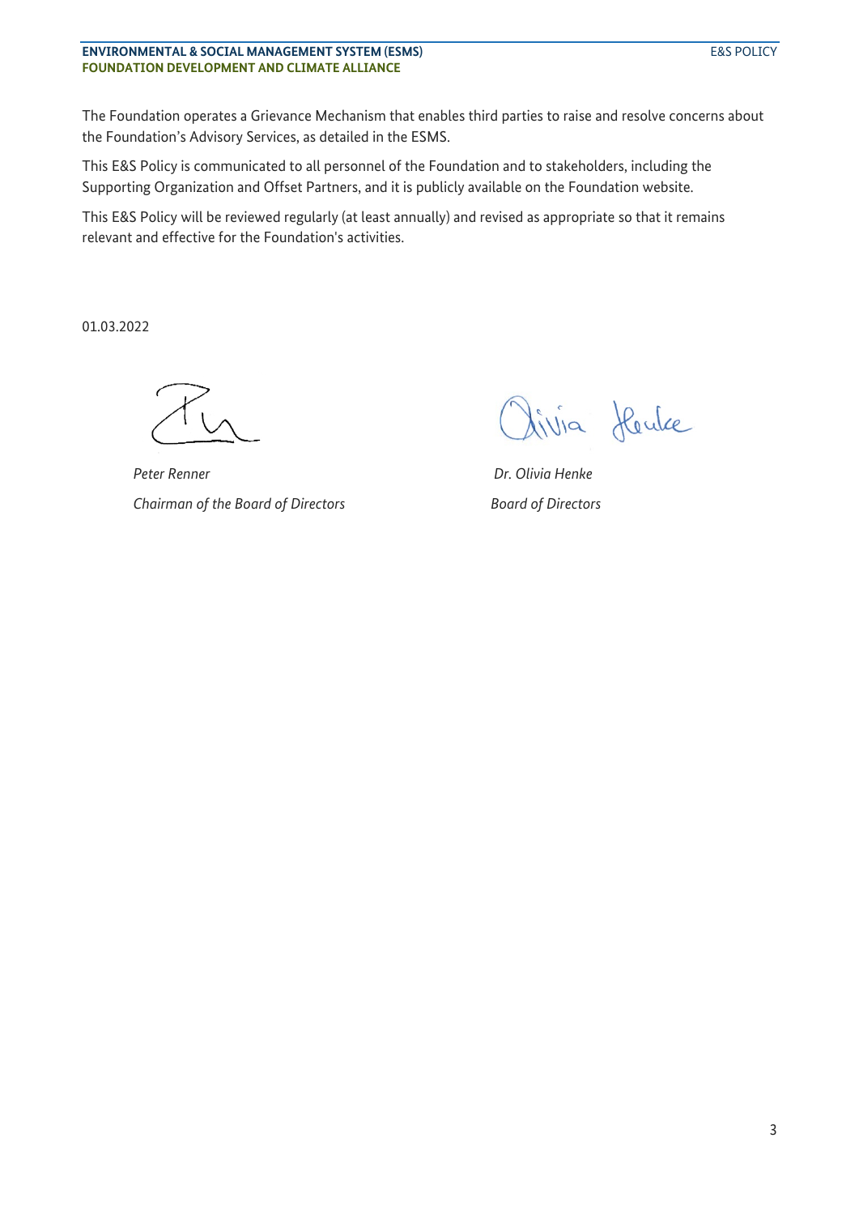The Foundation operates a Grievance Mechanism that enables third parties to raise and resolve concerns about the Foundation's Advisory Services, as detailed in the ESMS.

This E&S Policy is communicated to all personnel of the Foundation and to stakeholders, including the Supporting Organization and Offset Partners, and it is publicly available on the Foundation website.

This E&S Policy will be reviewed regularly (at least annually) and revised as appropriate so that it remains relevant and effective for the Foundation's activities.

01.03.2022

*Peter Renner*
*Chairman of the Board of Directors*

*Dr. Olivia Henke*
*Board of Directors*